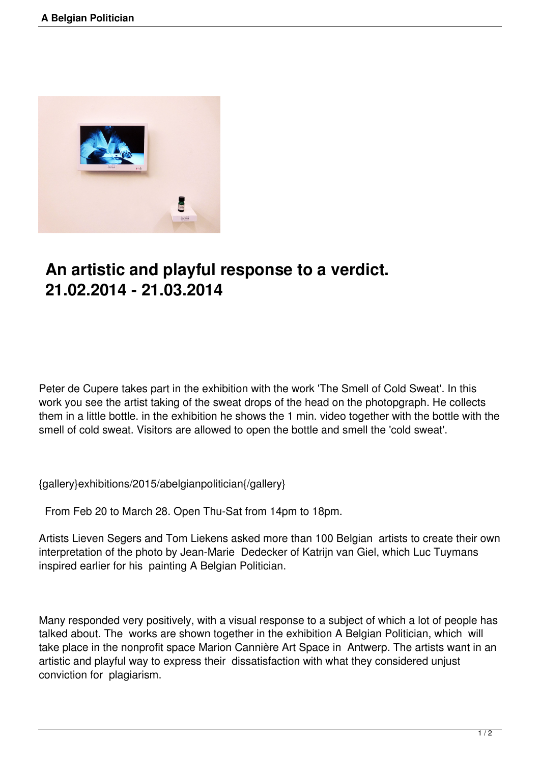# An artistic and playful response to a verdict. 21.02.2014 - 21.03.2014

Peter de Cupere takes part in the exhibition with the work 'The Smell of Cold Sweat'. In this work you see the artist taking of the sweat drops of the head on the photopgraph. He collects them in a little bottle. in the exhibition he shows the 1 min. video together with the bottle with the smell of cold sweat. Visitors are allowed to open the bottle and smell the 'cold sweat'.

{gallery}exhibitions/2015/abelgianpolitician{/gallery}

From Feb 20 to March 28. Open Thu-Sat from 14pm to 18pm.

Artists Lieven Segers and Tom Liekens asked more than 100 Belgian artists to create their own interpretation of the photo by Jean-Marie Dedecker of Katrijn van Giel, which Luc Tuymans inspired earlier for his painting A Belgian Politician.

Many responded very positively, with a visual response to a subject of which a lot of people has talked about. The works are shown together in the exhibition A Belgian Politician, which will take place in the nonprofit space Marion Cannière Art Space in Antwerp. The artists want in an artistic and playful way to express their dissatisfaction with what they considered unjust conviction for plagiarism.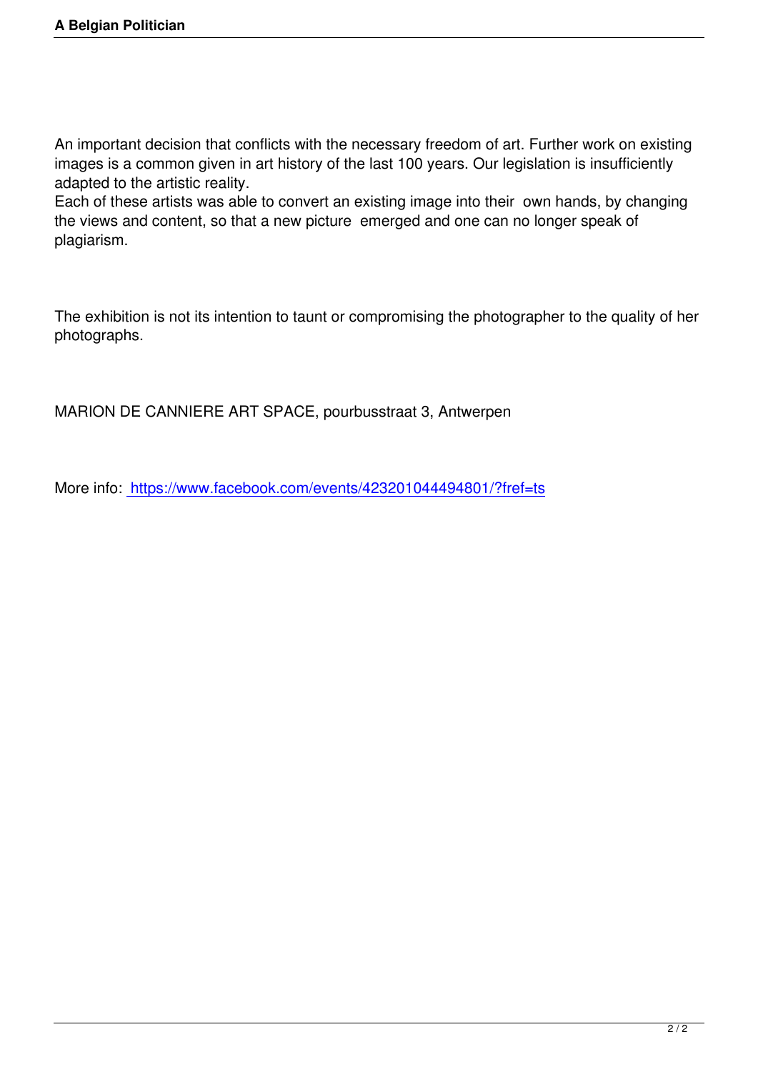An important decision that conflicts with the necessary freedom of art. Further work on existing images is a common given in art history of the last 100 years. Our legislation is insufficiently adapted to the artistic reality.
Each of these artists was able to convert an existing image into their own hands, by changing the views and content, so that a new picture emerged and one can no longer speak of plagiarism.

The exhibition is not its intention to taunt or compromising the photographer to the quality of her photographs.

MARION DE CANNIERE ART SPACE, pourbusstraat 3, Antwerpen

More info: [https://www.facebook.com/events/423201044494801/?fref=ts](https://www.facebook.com/events/423201044494801/?fref=ts)